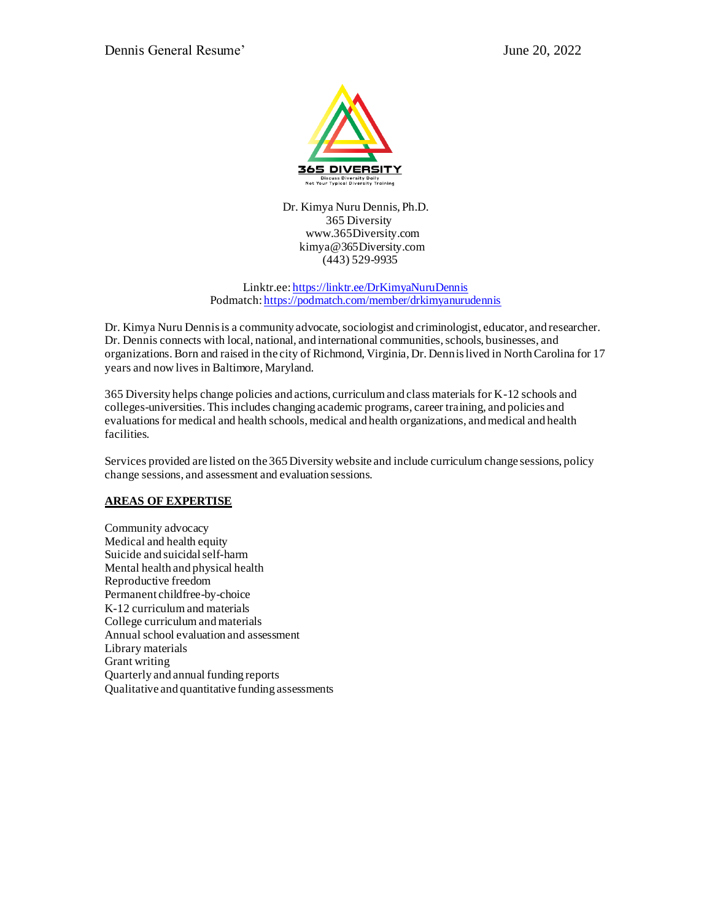Dennis General Resume' June 20, 2022

Dr. Kimya Nuru Dennis, Ph.D.
365 Diversity
www.365Diversity.com
kimya@365Diversity.com
(443) 529-9935

Linktr.ee: https://linktr.ee/DrKimyaNuruDennis
Podmatch: https://podmatch.com/member/drkimyanurudennis

Dr. Kimya Nuru Dennis is a community advocate, sociologist and criminologist, educator, and researcher. Dr. Dennis connects with local, national, and international communities, schools, businesses, and organizations. Born and raised in the city of Richmond, Virginia, Dr. Dennis lived in North Carolina for 17 years and now lives in Baltimore, Maryland.

365 Diversity helps change policies and actions, curriculum and class materials for K-12 schools and colleges-universities. This includes changing academic programs, career training, and policies and evaluations for medical and health schools, medical and health organizations, and medical and health facilities.

Services provided are listed on the 365 Diversity website and include curriculum change sessions, policy change sessions, and assessment and evaluation sessions.

## AREAS OF EXPERTISE

Community advocacy
Medical and health equity
Suicide and suicidal self-harm
Mental health and physical health
Reproductive freedom
Permanent childfree-by-choice
K-12 curriculum and materials
College curriculum and materials
Annual school evaluation and assessment
Library materials
Grant writing
Quarterly and annual funding reports
Qualitative and quantitative funding assessments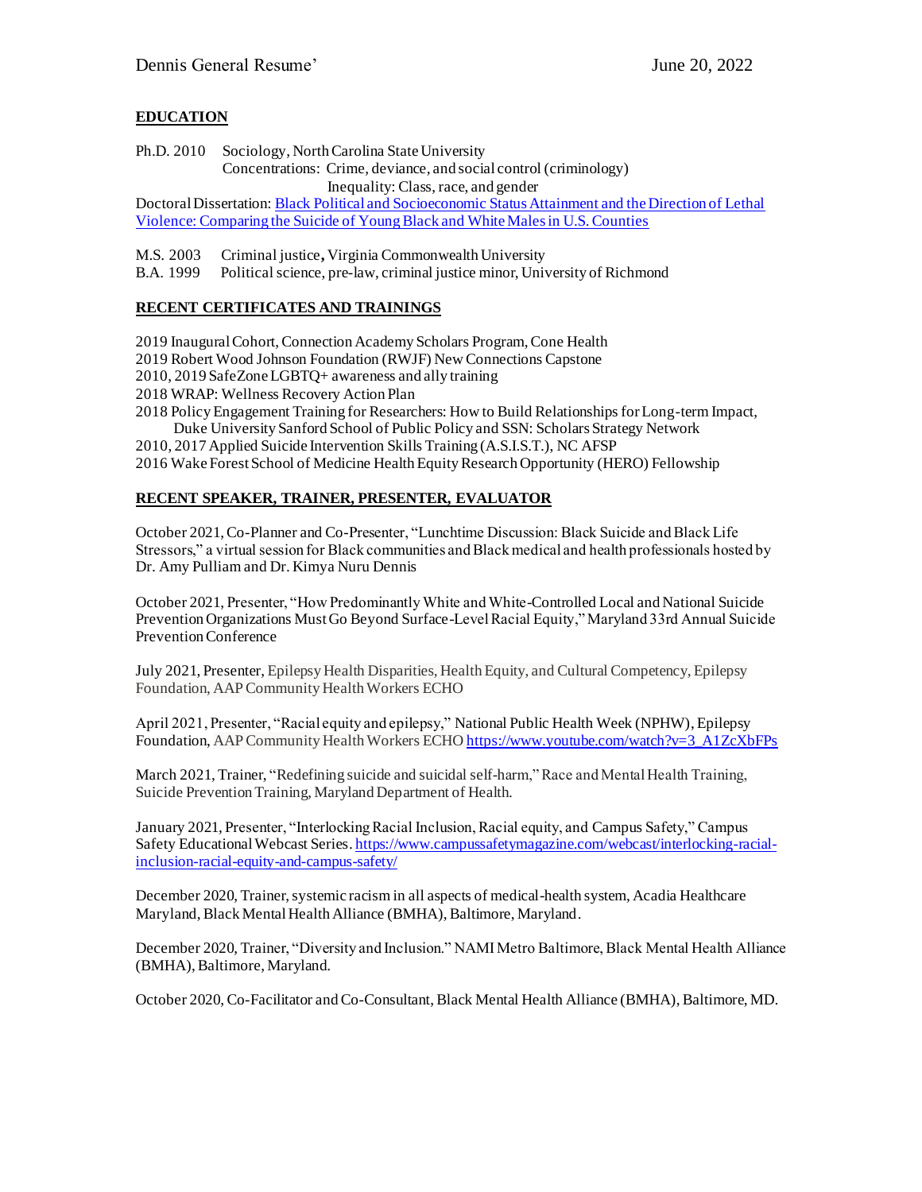## EDUCATION

Ph.D. 2010 Sociology, North Carolina State University
Concentrations: Crime, deviance, and social control (criminology)
Inequality: Class, race, and gender

Doctoral Dissertation: [Black Political and Socioeconomic Status Attainment and the Direction of Lethal Violence: Comparing the Suicide of Young Black and White Males in U.S. Counties]()

M.S. 2003 Criminal justice, Virginia Commonwealth University
B.A. 1999 Political science, pre-law, criminal justice minor, University of Richmond

## RECENT CERTIFICATES AND TRAININGS

2019 Inaugural Cohort, Connection Academy Scholars Program, Cone Health
2019 Robert Wood Johnson Foundation (RWJF) New Connections Capstone
2010, 2019 SafeZone LGBTQ+ awareness and ally training
2018 WRAP: Wellness Recovery Action Plan
2018 Policy Engagement Training for Researchers: How to Build Relationships for Long-term Impact, Duke University Sanford School of Public Policy and SSN: Scholars Strategy Network
2010, 2017 Applied Suicide Intervention Skills Training (A.S.I.S.T.), NC AFSP
2016 Wake Forest School of Medicine Health Equity Research Opportunity (HERO) Fellowship

## RECENT SPEAKER, TRAINER, PRESENTER, EVALUATOR

October 2021, Co-Planner and Co-Presenter, "Lunchtime Discussion: Black Suicide and Black Life Stressors," a virtual session for Black communities and Black medical and health professionals hosted by Dr. Amy Pulliam and Dr. Kimya Nuru Dennis

October 2021, Presenter, "How Predominantly White and White-Controlled Local and National Suicide Prevention Organizations Must Go Beyond Surface-Level Racial Equity," Maryland 33rd Annual Suicide Prevention Conference

July 2021, Presenter, Epilepsy Health Disparities, Health Equity, and Cultural Competency, Epilepsy Foundation, AAP Community Health Workers ECHO

April 2021, Presenter, "Racial equity and epilepsy," National Public Health Week (NPHW), Epilepsy Foundation, AAP Community Health Workers ECHO https://www.youtube.com/watch?v=3_A1ZcXbFPs

March 2021, Trainer, "Redefining suicide and suicidal self-harm," Race and Mental Health Training, Suicide Prevention Training, Maryland Department of Health.

January 2021, Presenter, "Interlocking Racial Inclusion, Racial equity, and Campus Safety," Campus Safety Educational Webcast Series. https://www.campussafetymagazine.com/webcast/interlocking-racial-inclusion-racial-equity-and-campus-safety/

December 2020, Trainer, systemic racism in all aspects of medical-health system, Acadia Healthcare Maryland, Black Mental Health Alliance (BMHA), Baltimore, Maryland.

December 2020, Trainer, "Diversity and Inclusion." NAMI Metro Baltimore, Black Mental Health Alliance (BMHA), Baltimore, Maryland.

October 2020, Co-Facilitator and Co-Consultant, Black Mental Health Alliance (BMHA), Baltimore, MD.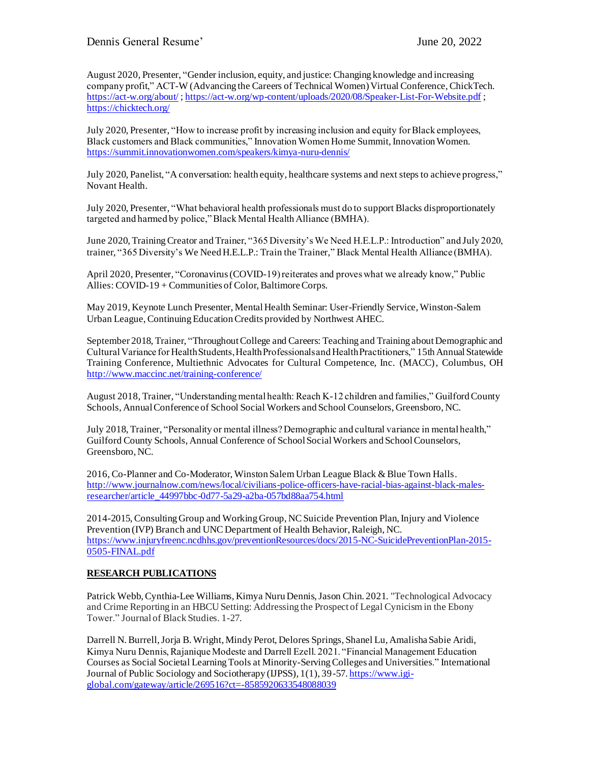August 2020, Presenter, "Gender inclusion, equity, and justice: Changing knowledge and increasing company profit," ACT-W (Advancing the Careers of Technical Women) Virtual Conference, ChickTech. https://act-w.org/about/ ; https://act-w.org/wp-content/uploads/2020/08/Speaker-List-For-Website.pdf ; https://chicktech.org/

July 2020, Presenter, "How to increase profit by increasing inclusion and equity for Black employees, Black customers and Black communities," Innovation Women Home Summit, Innovation Women. https://summit.innovationwomen.com/speakers/kimya-nuru-dennis/

July 2020, Panelist, "A conversation: health equity, healthcare systems and next steps to achieve progress," Novant Health.

July 2020, Presenter, "What behavioral health professionals must do to support Blacks disproportionately targeted and harmed by police," Black Mental Health Alliance (BMHA).

June 2020, Training Creator and Trainer, "365 Diversity's We Need H.E.L.P.: Introduction" and July 2020, trainer, "365 Diversity's We Need H.E.L.P.: Train the Trainer," Black Mental Health Alliance (BMHA).

April 2020, Presenter, "Coronavirus (COVID-19) reiterates and proves what we already know," Public Allies: COVID-19 + Communities of Color, Baltimore Corps.

May 2019, Keynote Lunch Presenter, Mental Health Seminar: User-Friendly Service, Winston-Salem Urban League, Continuing Education Credits provided by Northwest AHEC.

September 2018, Trainer, "Throughout College and Careers: Teaching and Training about Demographic and Cultural Variance for Health Students, Health Professionals and Health Practitioners," 15th Annual Statewide Training Conference, Multiethnic Advocates for Cultural Competence, Inc. (MACC), Columbus, OH http://www.maccinc.net/training-conference/

August 2018, Trainer, "Understanding mental health: Reach K-12 children and families," Guilford County Schools, Annual Conference of School Social Workers and School Counselors, Greensboro, NC.

July 2018, Trainer, "Personality or mental illness? Demographic and cultural variance in mental health," Guilford County Schools, Annual Conference of School Social Workers and School Counselors, Greensboro, NC.

2016, Co-Planner and Co-Moderator, Winston Salem Urban League Black & Blue Town Halls. http://www.journalnow.com/news/local/civilians-police-officers-have-racial-bias-against-black-males-researcher/article_44997bbc-0d77-5a29-a2ba-057bd88aa754.html

2014-2015, Consulting Group and Working Group, NC Suicide Prevention Plan, Injury and Violence Prevention (IVP) Branch and UNC Department of Health Behavior, Raleigh, NC. https://www.injuryfreenc.ncdhhs.gov/preventionResources/docs/2015-NC-SuicidePreventionPlan-2015-0505-FINAL.pdf

## RESEARCH PUBLICATIONS

Patrick Webb, Cynthia-Lee Williams, Kimya Nuru Dennis, Jason Chin. 2021. "Technological Advocacy and Crime Reporting in an HBCU Setting: Addressing the Prospect of Legal Cynicism in the Ebony Tower." Journal of Black Studies. 1-27.

Darrell N. Burrell, Jorja B. Wright, Mindy Perot, Delores Springs, Shanel Lu, Amalisha Sabie Aridi, Kimya Nuru Dennis, Rajanique Modeste and Darrell Ezell. 2021. "Financial Management Education Courses as Social Societal Learning Tools at Minority-Serving Colleges and Universities." International Journal of Public Sociology and Sociotherapy (IJPSS), 1(1), 39-57. https://www.igi-global.com/gateway/article/269516?ct=-8585920633548088039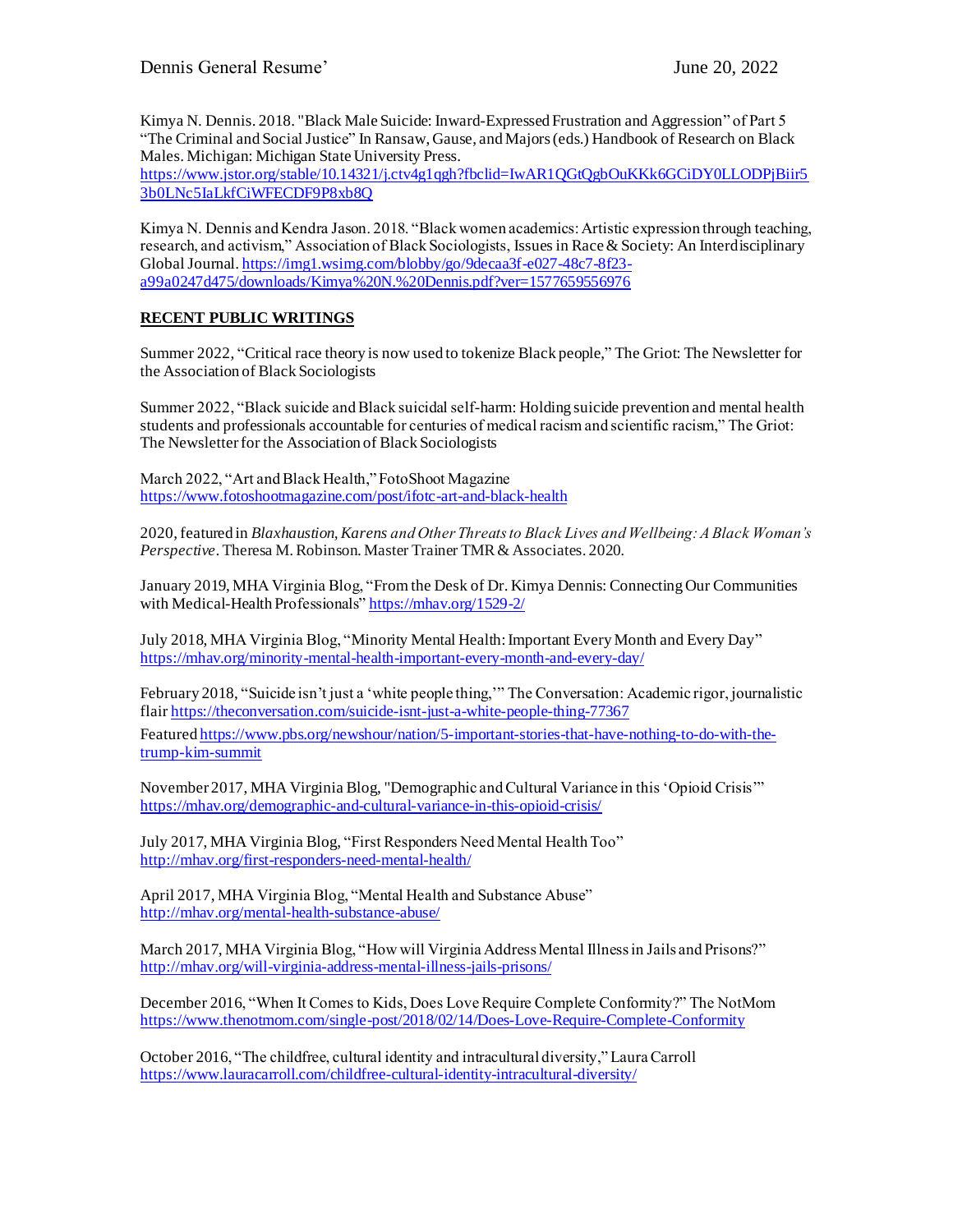Kimya N. Dennis. 2018. "Black Male Suicide: Inward-Expressed Frustration and Aggression" of Part 5 "The Criminal and Social Justice" In Ransaw, Gause, and Majors (eds.) Handbook of Research on Black Males. Michigan: Michigan State University Press. https://www.jstor.org/stable/10.14321/j.ctv4g1qgh?fbclid=IwAR1QGtQgbOuKKk6GCiDY0LLODPjBiir53b0LNc5IaLkfCiWFECDF9P8xb8Q

Kimya N. Dennis and Kendra Jason. 2018. "Black women academics: Artistic expression through teaching, research, and activism," Association of Black Sociologists, Issues in Race & Society: An Interdisciplinary Global Journal. https://img1.wsimg.com/blobby/go/9decaa3f-e027-48c7-8f23-a99a0247d475/downloads/Kimya%20N.%20Dennis.pdf?ver=1577659556976

**RECENT PUBLIC WRITINGS**

Summer 2022, "Critical race theory is now used to tokenize Black people," The Griot: The Newsletter for the Association of Black Sociologists

Summer 2022, "Black suicide and Black suicidal self-harm: Holding suicide prevention and mental health students and professionals accountable for centuries of medical racism and scientific racism," The Griot: The Newsletter for the Association of Black Sociologists

March 2022, "Art and Black Health," FotoShoot Magazine https://www.fotoshootmagazine.com/post/ifotc-art-and-black-health

2020, featured in *Blaxhaustion, Karens and Other Threats to Black Lives and Wellbeing: A Black Woman's Perspective*. Theresa M. Robinson. Master Trainer TMR & Associates. 2020.

January 2019, MHA Virginia Blog, "From the Desk of Dr. Kimya Dennis: Connecting Our Communities with Medical-Health Professionals" https://mhav.org/1529-2/

July 2018, MHA Virginia Blog, "Minority Mental Health: Important Every Month and Every Day" https://mhav.org/minority-mental-health-important-every-month-and-every-day/

February 2018, "Suicide isn't just a 'white people thing,'" The Conversation: Academic rigor, journalistic flair https://theconversation.com/suicide-isnt-just-a-white-people-thing-77367

Featured https://www.pbs.org/newshour/nation/5-important-stories-that-have-nothing-to-do-with-the-trump-kim-summit

November 2017, MHA Virginia Blog, "Demographic and Cultural Variance in this 'Opioid Crisis'" https://mhav.org/demographic-and-cultural-variance-in-this-opioid-crisis/

July 2017, MHA Virginia Blog, "First Responders Need Mental Health Too" http://mhav.org/first-responders-need-mental-health/

April 2017, MHA Virginia Blog, "Mental Health and Substance Abuse" http://mhav.org/mental-health-substance-abuse/

March 2017, MHA Virginia Blog, "How will Virginia Address Mental Illness in Jails and Prisons?" http://mhav.org/will-virginia-address-mental-illness-jails-prisons/

December 2016, "When It Comes to Kids, Does Love Require Complete Conformity?" The NotMom https://www.thenotmom.com/single-post/2018/02/14/Does-Love-Require-Complete-Conformity

October 2016, "The childfree, cultural identity and intracultural diversity," Laura Carroll https://www.lauracarroll.com/childfree-cultural-identity-intracultural-diversity/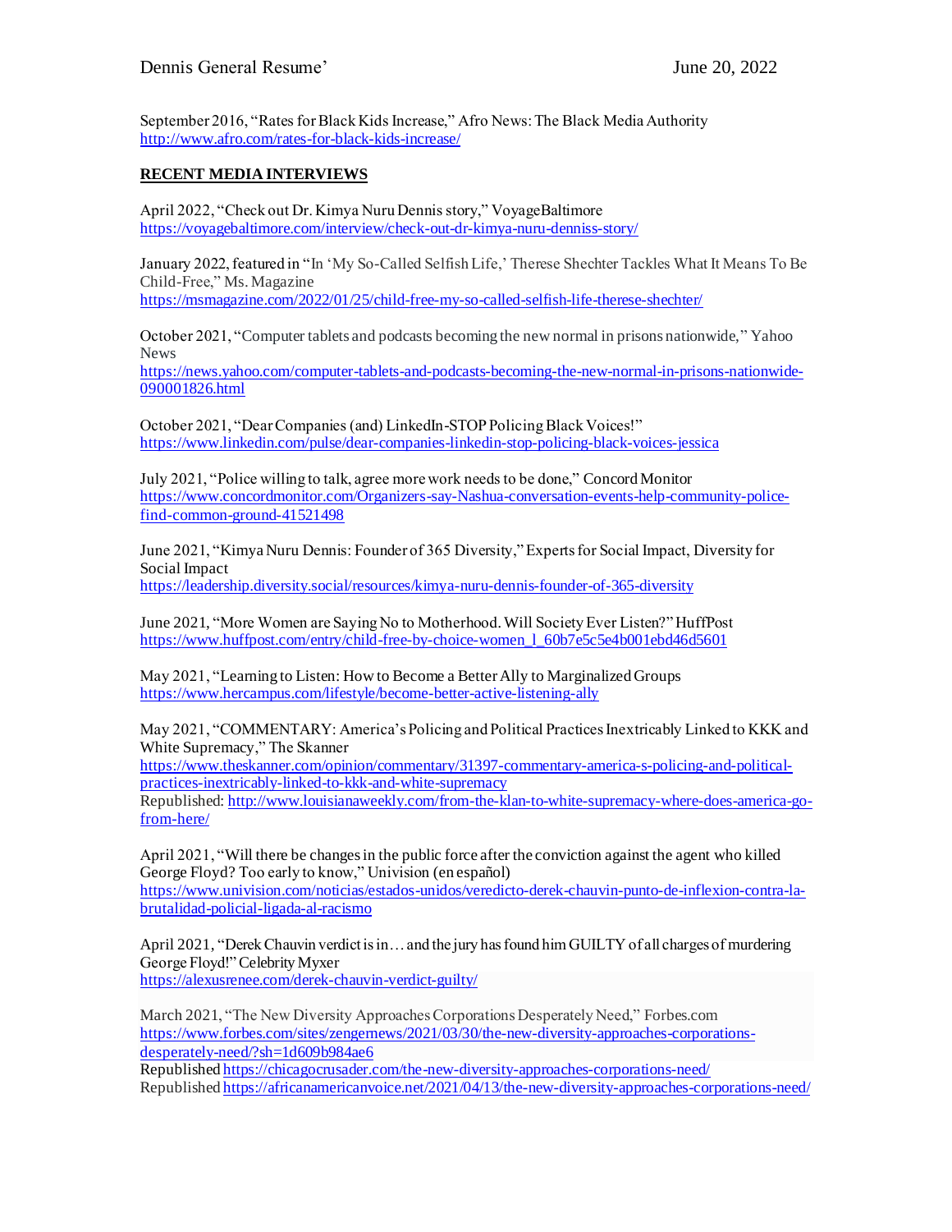September 2016, “Rates for Black Kids Increase,” Afro News: The Black Media Authority
http://www.afro.com/rates-for-black-kids-increase/

**RECENT MEDIA INTERVIEWS**

April 2022, “Check out Dr. Kimya Nuru Dennis story,” VoyageBaltimore
https://voyagebaltimore.com/interview/check-out-dr-kimya-nuru-denniss-story/

January 2022, featured in “In ‘My So-Called Selfish Life,’ Therese Shechter Tackles What It Means To Be Child-Free,” Ms. Magazine
https://msmagazine.com/2022/01/25/child-free-my-so-called-selfish-life-therese-shechter/

October 2021, “Computer tablets and podcasts becoming the new normal in prisons nationwide,” Yahoo News
https://news.yahoo.com/computer-tablets-and-podcasts-becoming-the-new-normal-in-prisons-nationwide-090001826.html

October 2021, “Dear Companies (and) LinkedIn-STOP Policing Black Voices!”
https://www.linkedin.com/pulse/dear-companies-linkedin-stop-policing-black-voices-jessica

July 2021, “Police willing to talk, agree more work needs to be done,” Concord Monitor
https://www.concordmonitor.com/Organizers-say-Nashua-conversation-events-help-community-police-find-common-ground-41521498

June 2021, “Kimya Nuru Dennis: Founder of 365 Diversity,” Experts for Social Impact, Diversity for Social Impact
https://leadership.diversity.social/resources/kimya-nuru-dennis-founder-of-365-diversity

June 2021, “More Women are Saying No to Motherhood. Will Society Ever Listen?” HuffPost
https://www.huffpost.com/entry/child-free-by-choice-women_l_60b7e5c5e4b001ebd46d5601

May 2021, “Learning to Listen: How to Become a Better Ally to Marginalized Groups
https://www.hercampus.com/lifestyle/become-better-active-listening-ally

May 2021, “COMMENTARY: America’s Policing and Political Practices Inextricably Linked to KKK and White Supremacy,” The Skanner
https://www.theskanner.com/opinion/commentary/31397-commentary-america-s-policing-and-political-practices-inextricably-linked-to-kkk-and-white-supremacy
Republished: http://www.louisianaweekly.com/from-the-klan-to-white-supremacy-where-does-america-go-from-here/

April 2021, “Will there be changes in the public force after the conviction against the agent who killed George Floyd? Too early to know,” Univision (en español)
https://www.univision.com/noticias/estados-unidos/veredicto-derek-chauvin-punto-de-inflexion-contra-la-brutalidad-policial-ligada-al-racismo

April 2021, “Derek Chauvin verdict is in… and the jury has found him GUILTY of all charges of murdering George Floyd!” Celebrity Myxer
https://alexusrenee.com/derek-chauvin-verdict-guilty/

March 2021, “The New Diversity Approaches Corporations Desperately Need,” Forbes.com
https://www.forbes.com/sites/zengernews/2021/03/30/the-new-diversity-approaches-corporations-desperately-need/?sh=1d609b984ae6
Republished https://chicagocrusader.com/the-new-diversity-approaches-corporations-need/
Republished https://africanamericanvoice.net/2021/04/13/the-new-diversity-approaches-corporations-need/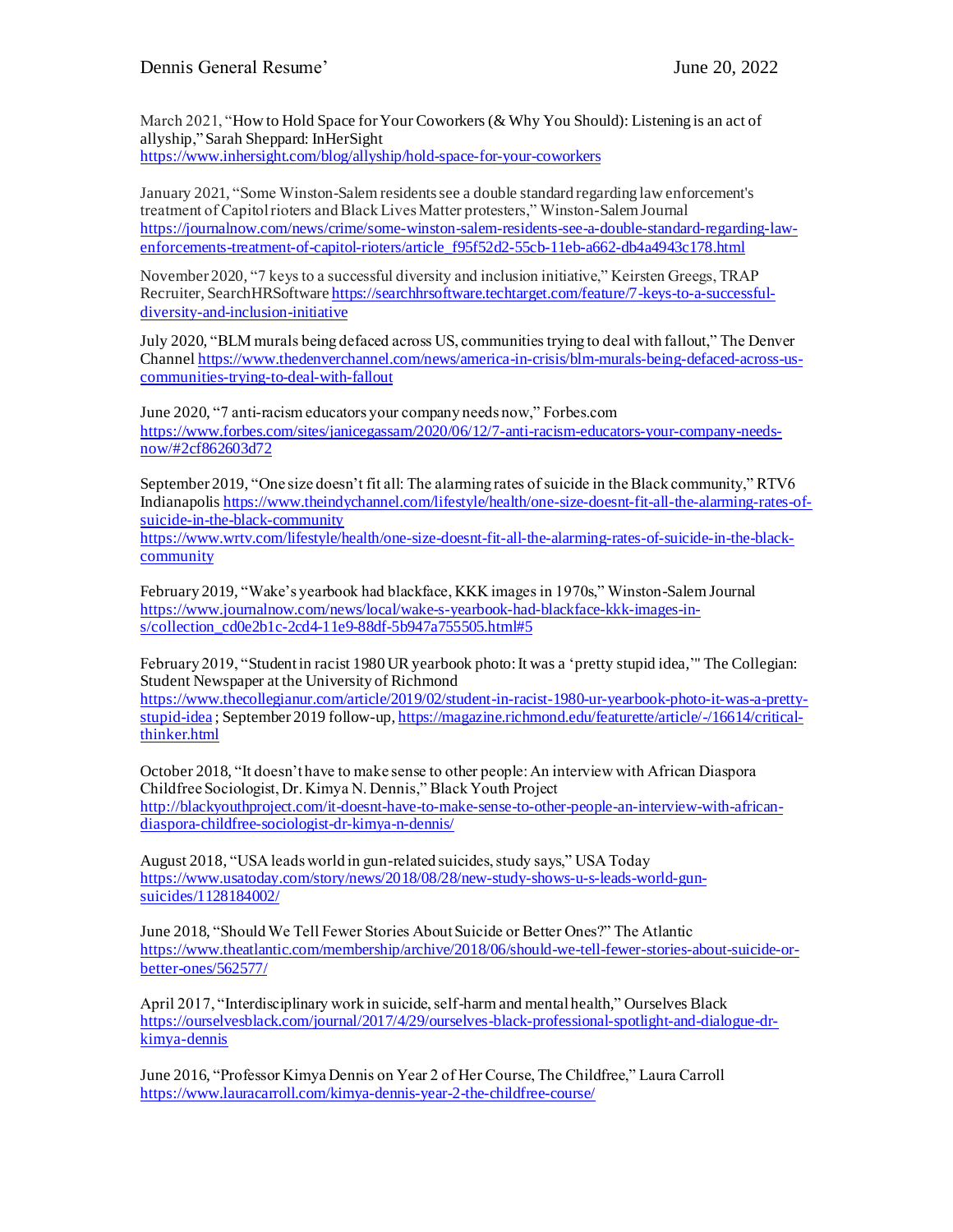March 2021, "How to Hold Space for Your Coworkers (& Why You Should): Listening is an act of allyship," Sarah Sheppard: InHerSight
https://www.inhersight.com/blog/allyship/hold-space-for-your-coworkers

January 2021, "Some Winston-Salem residents see a double standard regarding law enforcement's treatment of Capitol rioters and Black Lives Matter protesters," Winston-Salem Journal
https://journalnow.com/news/crime/some-winston-salem-residents-see-a-double-standard-regarding-law-enforcements-treatment-of-capitol-rioters/article_f95f52d2-55cb-11eb-a662-db4a4943c178.html

November 2020, "7 keys to a successful diversity and inclusion initiative," Keirsten Greegs, TRAP Recruiter, SearchHRSoftware https://searchhrsoftware.techtarget.com/feature/7-keys-to-a-successful-diversity-and-inclusion-initiative

July 2020, "BLM murals being defaced across US, communities trying to deal with fallout," The Denver Channel https://www.thedenverchannel.com/news/america-in-crisis/blm-murals-being-defaced-across-us-communities-trying-to-deal-with-fallout

June 2020, "7 anti-racism educators your company needs now," Forbes.com
https://www.forbes.com/sites/janicegassam/2020/06/12/7-anti-racism-educators-your-company-needs-now/#2cf862603d72

September 2019, "One size doesn't fit all: The alarming rates of suicide in the Black community," RTV6 Indianapolis https://www.theindychannel.com/lifestyle/health/one-size-doesnt-fit-all-the-alarming-rates-of-suicide-in-the-black-community
https://www.wrtv.com/lifestyle/health/one-size-doesnt-fit-all-the-alarming-rates-of-suicide-in-the-black-community

February 2019, "Wake's yearbook had blackface, KKK images in 1970s," Winston-Salem Journal
https://www.journalnow.com/news/local/wake-s-yearbook-had-blackface-kkk-images-in-s/collection_cd0e2b1c-2cd4-11e9-88df-5b947a755505.html#5

February 2019, "Student in racist 1980 UR yearbook photo: It was a 'pretty stupid idea,'" The Collegian: Student Newspaper at the University of Richmond
https://www.thecollegianur.com/article/2019/02/student-in-racist-1980-ur-yearbook-photo-it-was-a-pretty-stupid-idea ; September 2019 follow-up, https://magazine.richmond.edu/featurette/article/-/16614/critical-thinker.html

October 2018, "It doesn't have to make sense to other people: An interview with African Diaspora Childfree Sociologist, Dr. Kimya N. Dennis," Black Youth Project
http://blackyouthproject.com/it-doesnt-have-to-make-sense-to-other-people-an-interview-with-african-diaspora-childfree-sociologist-dr-kimya-n-dennis/

August 2018, "USA leads world in gun-related suicides, study says," USA Today
https://www.usatoday.com/story/news/2018/08/28/new-study-shows-u-s-leads-world-gun-suicides/1128184002/

June 2018, "Should We Tell Fewer Stories About Suicide or Better Ones?" The Atlantic
https://www.theatlantic.com/membership/archive/2018/06/should-we-tell-fewer-stories-about-suicide-or-better-ones/562577/

April 2017, "Interdisciplinary work in suicide, self-harm and mental health," Ourselves Black
https://ourselvesblack.com/journal/2017/4/29/ourselves-black-professional-spotlight-and-dialogue-dr-kimya-dennis

June 2016, "Professor Kimya Dennis on Year 2 of Her Course, The Childfree," Laura Carroll
https://www.lauracarroll.com/kimya-dennis-year-2-the-childfree-course/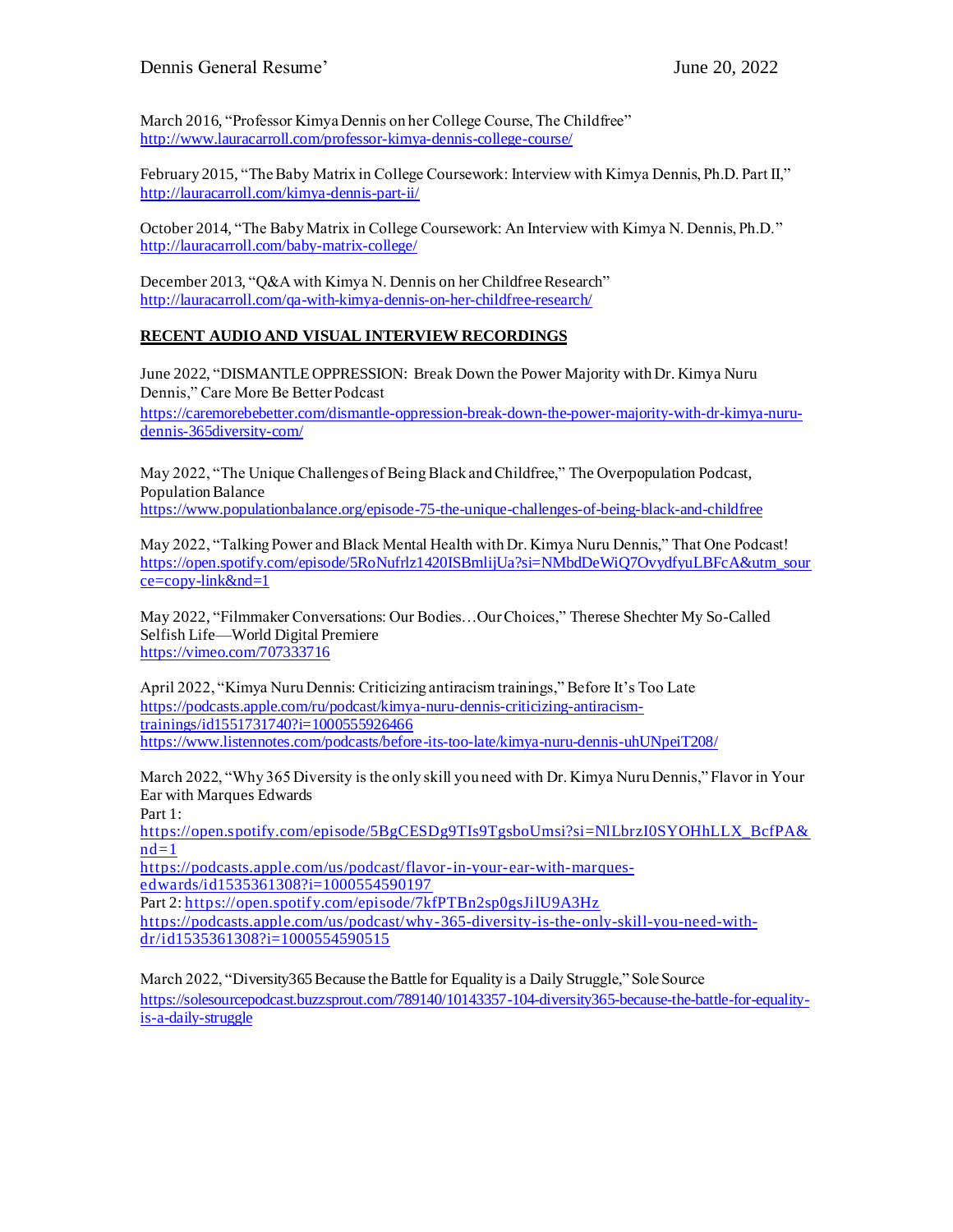March 2016, "Professor Kimya Dennis on her College Course, The Childfree"
http://www.lauracarroll.com/professor-kimya-dennis-college-course/

February 2015, "The Baby Matrix in College Coursework: Interview with Kimya Dennis, Ph.D. Part II,"
http://lauracarroll.com/kimya-dennis-part-ii/

October 2014, "The Baby Matrix in College Coursework: An Interview with Kimya N. Dennis, Ph.D."
http://lauracarroll.com/baby-matrix-college/

December 2013, "Q&A with Kimya N. Dennis on her Childfree Research"
http://lauracarroll.com/qa-with-kimya-dennis-on-her-childfree-research/

**RECENT AUDIO AND VISUAL INTERVIEW RECORDINGS**

June 2022, "DISMANTLE OPPRESSION: Break Down the Power Majority with Dr. Kimya Nuru Dennis," Care More Be Better Podcast
https://caremorebebetter.com/dismantle-oppression-break-down-the-power-majority-with-dr-kimya-nuru-dennis-365diversity-com/

May 2022, "The Unique Challenges of Being Black and Childfree," The Overpopulation Podcast, Population Balance
https://www.populationbalance.org/episode-75-the-unique-challenges-of-being-black-and-childfree

May 2022, "Talking Power and Black Mental Health with Dr. Kimya Nuru Dennis," That One Podcast!
https://open.spotify.com/episode/5RoNufrlz1420ISBmlijUa?si=NMbdDeWiQ7OvydfyuLBFcA&utm_source=copy-link&nd=1

May 2022, "Filmmaker Conversations: Our Bodies…Our Choices," Therese Shechter My So-Called Selfish Life—World Digital Premiere
https://vimeo.com/707333716

April 2022, "Kimya Nuru Dennis: Criticizing antiracism trainings," Before It's Too Late
https://podcasts.apple.com/ru/podcast/kimya-nuru-dennis-criticizing-antiracism-trainings/id1551731740?i=1000555926466
https://www.listennotes.com/podcasts/before-its-too-late/kimya-nuru-dennis-uhUNpeiT208/

March 2022, "Why 365 Diversity is the only skill you need with Dr. Kimya Nuru Dennis," Flavor in Your Ear with Marques Edwards
Part 1:
https://open.spotify.com/episode/5BgCESDg9TIs9TgsboUmsi?si=NlLbrzI0SYOHhLLX_BcfPA&nd=1
https://podcasts.apple.com/us/podcast/flavor-in-your-ear-with-marques-edwards/id1535361308?i=1000554590197
Part 2: https://open.spotify.com/episode/7kfPTBn2sp0gsJilU9A3Hz
https://podcasts.apple.com/us/podcast/why-365-diversity-is-the-only-skill-you-need-with-dr/id1535361308?i=1000554590515

March 2022, "Diversity365 Because the Battle for Equality is a Daily Struggle," Sole Source
https://solesourcepodcast.buzzsprout.com/789140/10143357-104-diversity365-because-the-battle-for-equality-is-a-daily-struggle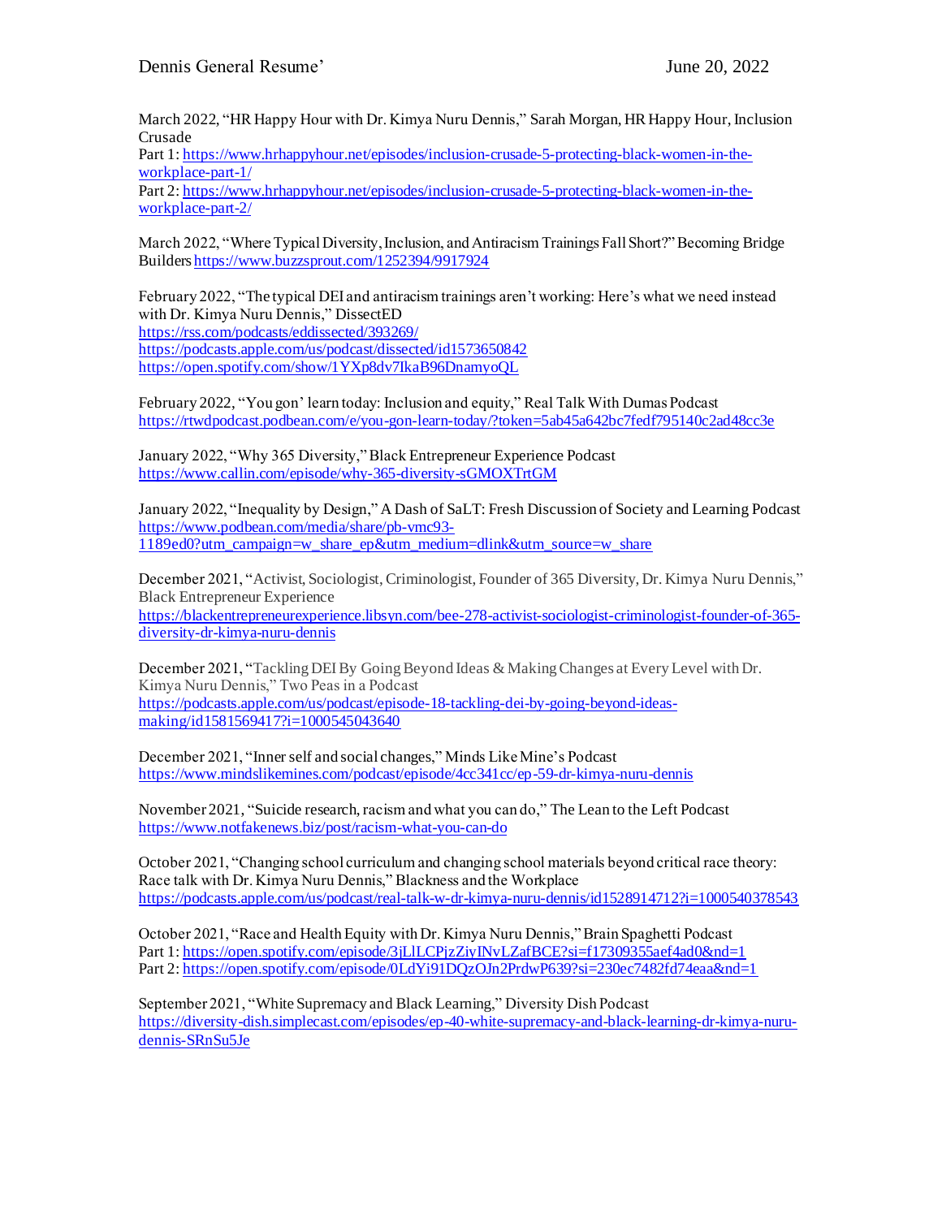March 2022, "HR Happy Hour with Dr. Kimya Nuru Dennis," Sarah Morgan, HR Happy Hour, Inclusion Crusade
Part 1: https://www.hrhappyhour.net/episodes/inclusion-crusade-5-protecting-black-women-in-the-workplace-part-1/
Part 2: https://www.hrhappyhour.net/episodes/inclusion-crusade-5-protecting-black-women-in-the-workplace-part-2/

March 2022, "Where Typical Diversity, Inclusion, and Antiracism Trainings Fall Short?" Becoming Bridge Builders https://www.buzzsprout.com/1252394/9917924

February 2022, "The typical DEI and antiracism trainings aren't working: Here's what we need instead with Dr. Kimya Nuru Dennis," DissectED
https://rss.com/podcasts/eddissected/393269/
https://podcasts.apple.com/us/podcast/dissected/id1573650842
https://open.spotify.com/show/1YXp8dv7IkaB96DnamyoQL

February 2022, "You gon' learn today: Inclusion and equity," Real Talk With Dumas Podcast
https://rtwdpodcast.podbean.com/e/you-gon-learn-today/?token=5ab45a642bc7fedf795140c2ad48cc3e

January 2022, "Why 365 Diversity," Black Entrepreneur Experience Podcast
https://www.callin.com/episode/why-365-diversity-sGMOXTrtGM

January 2022, "Inequality by Design," A Dash of SaLT: Fresh Discussion of Society and Learning Podcast
https://www.podbean.com/media/share/pb-vmc93-1189ed0?utm_campaign=w_share_ep&utm_medium=dlink&utm_source=w_share

December 2021, "Activist, Sociologist, Criminologist, Founder of 365 Diversity, Dr. Kimya Nuru Dennis," Black Entrepreneur Experience
https://blackentrepreneurexperience.libsyn.com/bee-278-activist-sociologist-criminologist-founder-of-365-diversity-dr-kimya-nuru-dennis

December 2021, "Tackling DEI By Going Beyond Ideas & Making Changes at Every Level with Dr. Kimya Nuru Dennis," Two Peas in a Podcast
https://podcasts.apple.com/us/podcast/episode-18-tackling-dei-by-going-beyond-ideas-making/id1581569417?i=1000545043640

December 2021, "Inner self and social changes," Minds Like Mine's Podcast
https://www.mindslikemines.com/podcast/episode/4cc341cc/ep-59-dr-kimya-nuru-dennis

November 2021, "Suicide research, racism and what you can do," The Lean to the Left Podcast
https://www.notfakenews.biz/post/racism-what-you-can-do

October 2021, "Changing school curriculum and changing school materials beyond critical race theory: Race talk with Dr. Kimya Nuru Dennis," Blackness and the Workplace
https://podcasts.apple.com/us/podcast/real-talk-w-dr-kimya-nuru-dennis/id1528914712?i=1000540378543

October 2021, "Race and Health Equity with Dr. Kimya Nuru Dennis," Brain Spaghetti Podcast
Part 1: https://open.spotify.com/episode/3jLlLCPjzZiyINvLZafBCE?si=f17309355aef4ad0&nd=1
Part 2: https://open.spotify.com/episode/0LdYi91DQzOJn2PrdwP639?si=230ec7482fd74eaa&nd=1

September 2021, "White Supremacy and Black Learning," Diversity Dish Podcast
https://diversity-dish.simplecast.com/episodes/ep-40-white-supremacy-and-black-learning-dr-kimya-nuru-dennis-SRnSu5Je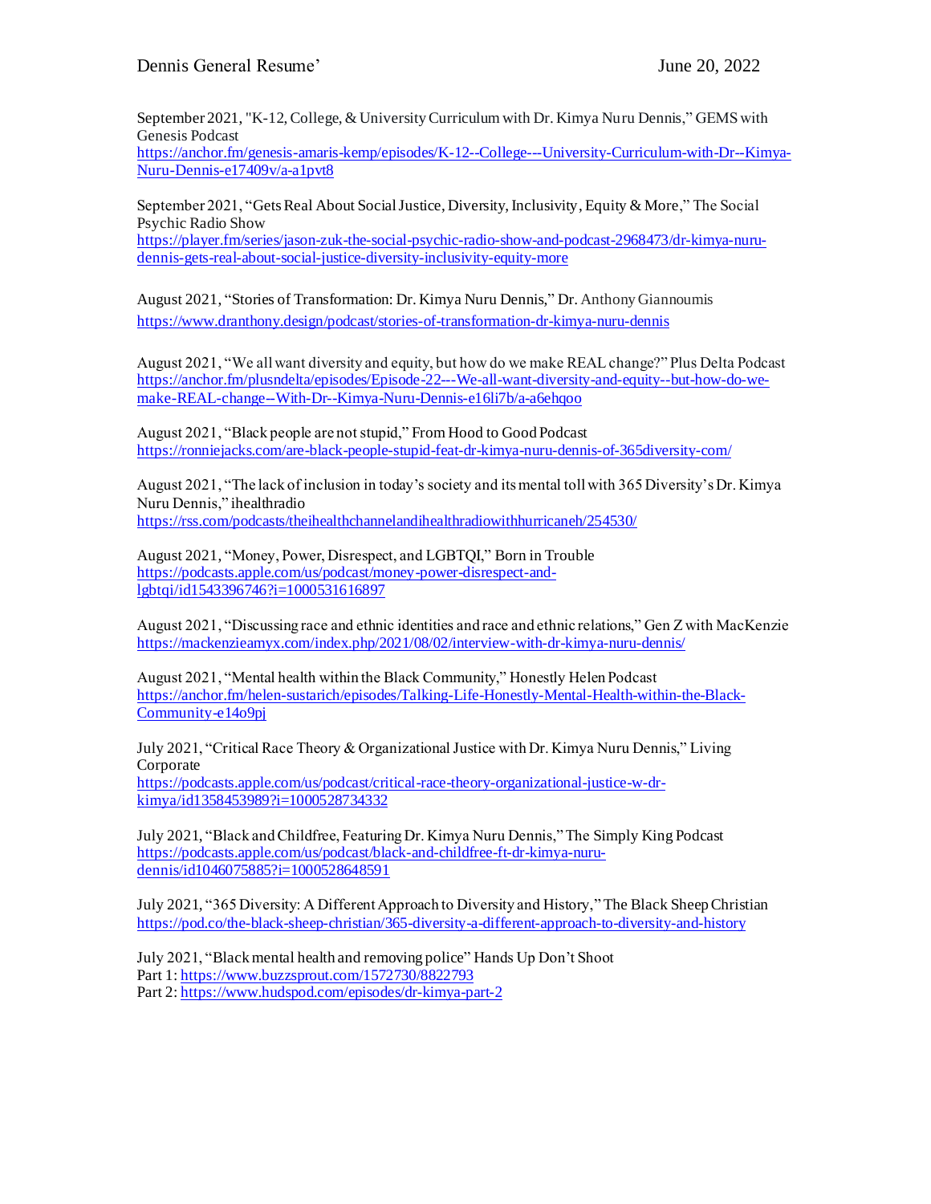September 2021, "K-12, College, & University Curriculum with Dr. Kimya Nuru Dennis," GEMS with Genesis Podcast
https://anchor.fm/genesis-amaris-kemp/episodes/K-12--College---University-Curriculum-with-Dr--Kimya-Nuru-Dennis-e17409v/a-a1pvt8

September 2021, "Gets Real About Social Justice, Diversity, Inclusivity, Equity & More," The Social Psychic Radio Show
https://player.fm/series/jason-zuk-the-social-psychic-radio-show-and-podcast-2968473/dr-kimya-nuru-dennis-gets-real-about-social-justice-diversity-inclusivity-equity-more

August 2021, "Stories of Transformation: Dr. Kimya Nuru Dennis," Dr. Anthony Giannoumis
https://www.dranthony.design/podcast/stories-of-transformation-dr-kimya-nuru-dennis

August 2021, "We all want diversity and equity, but how do we make REAL change?" Plus Delta Podcast
https://anchor.fm/plusndelta/episodes/Episode-22---We-all-want-diversity-and-equity--but-how-do-we-make-REAL-change--With-Dr--Kimya-Nuru-Dennis-e16li7b/a-a6ehqoo

August 2021, "Black people are not stupid," From Hood to Good Podcast
https://ronniejacks.com/are-black-people-stupid-feat-dr-kimya-nuru-dennis-of-365diversity-com/

August 2021, "The lack of inclusion in today's society and its mental toll with 365 Diversity's Dr. Kimya Nuru Dennis," ihealthradio
https://rss.com/podcasts/theihealthchannelandihealthradiowithhurricaneh/254530/

August 2021, "Money, Power, Disrespect, and LGBTQI," Born in Trouble
https://podcasts.apple.com/us/podcast/money-power-disrespect-and-lgbtqi/id1543396746?i=1000531616897

August 2021, "Discussing race and ethnic identities and race and ethnic relations," Gen Z with MacKenzie
https://mackenzieamyx.com/index.php/2021/08/02/interview-with-dr-kimya-nuru-dennis/

August 2021, "Mental health within the Black Community," Honestly Helen Podcast
https://anchor.fm/helen-sustarich/episodes/Talking-Life-Honestly-Mental-Health-within-the-Black-Community-e14o9pj

July 2021, "Critical Race Theory & Organizational Justice with Dr. Kimya Nuru Dennis," Living Corporate
https://podcasts.apple.com/us/podcast/critical-race-theory-organizational-justice-w-dr-kimya/id1358453989?i=1000528734332

July 2021, "Black and Childfree, Featuring Dr. Kimya Nuru Dennis," The Simply King Podcast
https://podcasts.apple.com/us/podcast/black-and-childfree-ft-dr-kimya-nuru-dennis/id1046075885?i=1000528648591

July 2021, "365 Diversity: A Different Approach to Diversity and History," The Black Sheep Christian
https://pod.co/the-black-sheep-christian/365-diversity-a-different-approach-to-diversity-and-history

July 2021, "Black mental health and removing police" Hands Up Don't Shoot
Part 1: https://www.buzzsprout.com/1572730/8822793
Part 2: https://www.hudspod.com/episodes/dr-kimya-part-2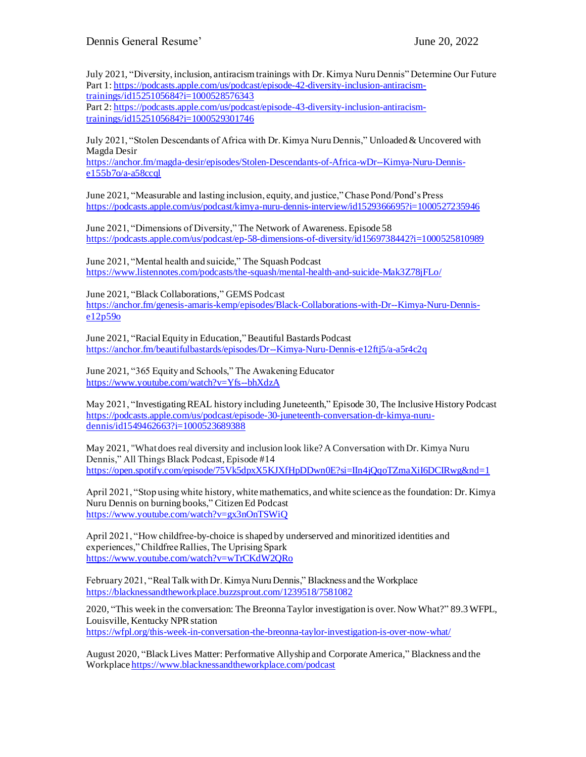July 2021, “Diversity, inclusion, antiracism trainings with Dr. Kimya Nuru Dennis” Determine Our Future
Part 1: https://podcasts.apple.com/us/podcast/episode-42-diversity-inclusion-antiracism-trainings/id1525105684?i=1000528576343
Part 2: https://podcasts.apple.com/us/podcast/episode-43-diversity-inclusion-antiracism-trainings/id1525105684?i=1000529301746

July 2021, “Stolen Descendants of Africa with Dr. Kimya Nuru Dennis,” Unloaded & Uncovered with Magda Desir
https://anchor.fm/magda-desir/episodes/Stolen-Descendants-of-Africa-wDr--Kimya-Nuru-Dennis-e155b7o/a-a58ccql

June 2021, “Measurable and lasting inclusion, equity, and justice,” Chase Pond/Pond’s Press
https://podcasts.apple.com/us/podcast/kimya-nuru-dennis-interview/id1529366695?i=1000527235946

June 2021, “Dimensions of Diversity,” The Network of Awareness. Episode 58
https://podcasts.apple.com/us/podcast/ep-58-dimensions-of-diversity/id1569738442?i=1000525810989

June 2021, “Mental health and suicide,” The Squash Podcast
https://www.listennotes.com/podcasts/the-squash/mental-health-and-suicide-Mak3Z78jFLo/

June 2021, “Black Collaborations,” GEMS Podcast
https://anchor.fm/genesis-amaris-kemp/episodes/Black-Collaborations-with-Dr--Kimya-Nuru-Dennis-e12p59o

June 2021, “Racial Equity in Education,” Beautiful Bastards Podcast
https://anchor.fm/beautifulbastards/episodes/Dr--Kimya-Nuru-Dennis-e12ftj5/a-a5r4c2q

June 2021, “365 Equity and Schools,” The Awakening Educator
https://www.youtube.com/watch?v=Yfs--bhXdzA

May 2021, “Investigating REAL history including Juneteenth,” Episode 30, The Inclusive History Podcast
https://podcasts.apple.com/us/podcast/episode-30-juneteenth-conversation-dr-kimya-nuru-dennis/id1549462663?i=1000523689388

May 2021, "What does real diversity and inclusion look like? A Conversation with Dr. Kimya Nuru Dennis,” All Things Black Podcast, Episode #14
https://open.spotify.com/episode/75Vk5dpxX5KJXfHpDDwn0E?si=IIn4jQqoTZmaXiI6DCIRwg&nd=1

April 2021, “Stop using white history, white mathematics, and white science as the foundation: Dr. Kimya Nuru Dennis on burning books,” Citizen Ed Podcast
https://www.youtube.com/watch?v=gx3nOnTSWiQ

April 2021, “How childfree-by-choice is shaped by underserved and minoritized identities and experiences,” Childfree Rallies, The Uprising Spark
https://www.youtube.com/watch?v=wTrCKdW2QRo

February 2021, “Real Talk with Dr. Kimya Nuru Dennis,” Blackness and the Workplace
https://blacknessandtheworkplace.buzzsprout.com/1239518/7581082

2020, “This week in the conversation: The Breonna Taylor investigation is over. Now What?” 89.3 WFPL, Louisville, Kentucky NPR station
https://wfpl.org/this-week-in-conversation-the-breonna-taylor-investigation-is-over-now-what/

August 2020, “Black Lives Matter: Performative Allyship and Corporate America,” Blackness and the Workplace https://www.blacknessandtheworkplace.com/podcast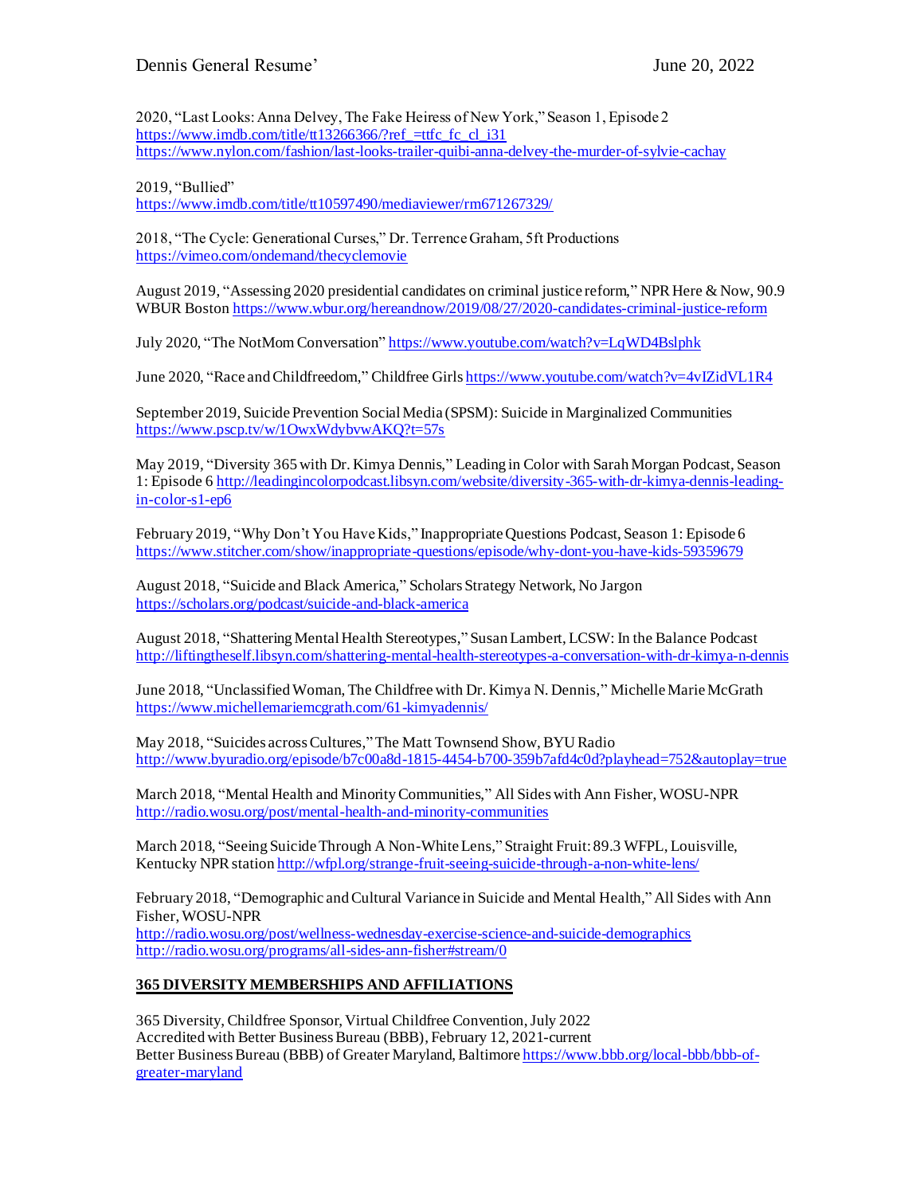2020, "Last Looks: Anna Delvey, The Fake Heiress of New York," Season 1, Episode 2
https://www.imdb.com/title/tt13266366/?ref_=ttfc_fc_cl_i31
https://www.nylon.com/fashion/last-looks-trailer-quibi-anna-delvey-the-murder-of-sylvie-cachay

2019, "Bullied"
https://www.imdb.com/title/tt10597490/mediaviewer/rm671267329/

2018, "The Cycle: Generational Curses," Dr. Terrence Graham, 5ft Productions
https://vimeo.com/ondemand/thecyclemovie

August 2019, "Assessing 2020 presidential candidates on criminal justice reform," NPR Here & Now, 90.9 WBUR Boston https://www.wbur.org/hereandnow/2019/08/27/2020-candidates-criminal-justice-reform

July 2020, "The NotMom Conversation" https://www.youtube.com/watch?v=LqWD4Bslphk

June 2020, "Race and Childfreedom," Childfree Girls https://www.youtube.com/watch?v=4vIZidVL1R4

September 2019, Suicide Prevention Social Media (SPSM): Suicide in Marginalized Communities
https://www.pscp.tv/w/1OwxWdybvwAKQ?t=57s

May 2019, "Diversity 365 with Dr. Kimya Dennis," Leading in Color with Sarah Morgan Podcast, Season 1: Episode 6 http://leadingincolorpodcast.libsyn.com/website/diversity-365-with-dr-kimya-dennis-leading-in-color-s1-ep6

February 2019, "Why Don't You Have Kids," Inappropriate Questions Podcast, Season 1: Episode 6
https://www.stitcher.com/show/inappropriate-questions/episode/why-dont-you-have-kids-59359679

August 2018, "Suicide and Black America," Scholars Strategy Network, No Jargon
https://scholars.org/podcast/suicide-and-black-america

August 2018, "Shattering Mental Health Stereotypes," Susan Lambert, LCSW: In the Balance Podcast
http://liftingtheself.libsyn.com/shattering-mental-health-stereotypes-a-conversation-with-dr-kimya-n-dennis

June 2018, "Unclassified Woman, The Childfree with Dr. Kimya N. Dennis," Michelle Marie McGrath
https://www.michellemariemcgrath.com/61-kimyadennis/

May 2018, "Suicides across Cultures," The Matt Townsend Show, BYU Radio
http://www.byuradio.org/episode/b7c00a8d-1815-4454-b700-359b7afd4c0d?playhead=752&autoplay=true

March 2018, "Mental Health and Minority Communities," All Sides with Ann Fisher, WOSU-NPR
http://radio.wosu.org/post/mental-health-and-minority-communities

March 2018, "Seeing Suicide Through A Non-White Lens," Straight Fruit: 89.3 WFPL, Louisville, Kentucky NPR station http://wfpl.org/strange-fruit-seeing-suicide-through-a-non-white-lens/

February 2018, "Demographic and Cultural Variance in Suicide and Mental Health," All Sides with Ann Fisher, WOSU-NPR
http://radio.wosu.org/post/wellness-wednesday-exercise-science-and-suicide-demographics
http://radio.wosu.org/programs/all-sides-ann-fisher#stream/0

## 365 DIVERSITY MEMBERSHIPS AND AFFILIATIONS

365 Diversity, Childfree Sponsor, Virtual Childfree Convention, July 2022
Accredited with Better Business Bureau (BBB), February 12, 2021-current
Better Business Bureau (BBB) of Greater Maryland, Baltimore https://www.bbb.org/local-bbb/bbb-of-greater-maryland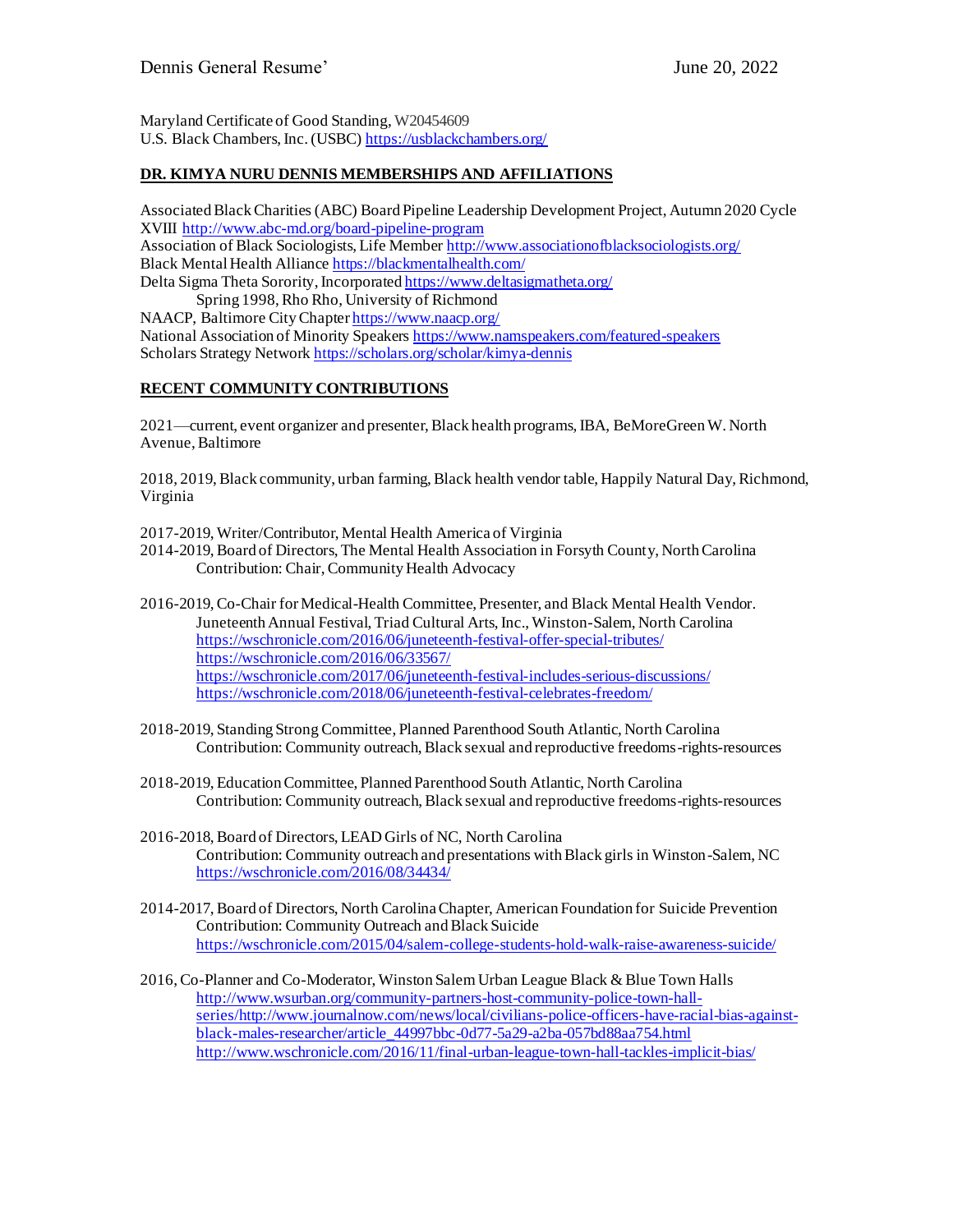Maryland Certificate of Good Standing, W20454609
U.S. Black Chambers, Inc. (USBC) https://usblackchambers.org/

## DR. KIMYA NURU DENNIS MEMBERSHIPS AND AFFILIATIONS

Associated Black Charities (ABC) Board Pipeline Leadership Development Project, Autumn 2020 Cycle XVIII http://www.abc-md.org/board-pipeline-program
Association of Black Sociologists, Life Member http://www.associationofblacksociologists.org/
Black Mental Health Alliance https://blackmentalhealth.com/
Delta Sigma Theta Sorority, Incorporated https://www.deltasigmatheta.org/
  Spring 1998, Rho Rho, University of Richmond
NAACP, Baltimore City Chapter https://www.naacp.org/
National Association of Minority Speakers https://www.namspeakers.com/featured-speakers
Scholars Strategy Network https://scholars.org/scholar/kimya-dennis

## RECENT COMMUNITY CONTRIBUTIONS

2021—current, event organizer and presenter, Black health programs, IBA, BeMoreGreen W. North Avenue, Baltimore

2018, 2019, Black community, urban farming, Black health vendor table, Happily Natural Day, Richmond, Virginia

2017-2019, Writer/Contributor, Mental Health America of Virginia
2014-2019, Board of Directors, The Mental Health Association in Forsyth County, North Carolina
  Contribution: Chair, Community Health Advocacy

2016-2019, Co-Chair for Medical-Health Committee, Presenter, and Black Mental Health Vendor.
  Juneteenth Annual Festival, Triad Cultural Arts, Inc., Winston-Salem, North Carolina
  https://wschronicle.com/2016/06/juneteenth-festival-offer-special-tributes/
  https://wschronicle.com/2016/06/33567/
  https://wschronicle.com/2017/06/juneteenth-festival-includes-serious-discussions/
  https://wschronicle.com/2018/06/juneteenth-festival-celebrates-freedom/

2018-2019, Standing Strong Committee, Planned Parenthood South Atlantic, North Carolina
  Contribution: Community outreach, Black sexual and reproductive freedoms-rights-resources

2018-2019, Education Committee, Planned Parenthood South Atlantic, North Carolina
  Contribution: Community outreach, Black sexual and reproductive freedoms-rights-resources

2016-2018, Board of Directors, LEAD Girls of NC, North Carolina
  Contribution: Community outreach and presentations with Black girls in Winston-Salem, NC
  https://wschronicle.com/2016/08/34434/

2014-2017, Board of Directors, North Carolina Chapter, American Foundation for Suicide Prevention
  Contribution: Community Outreach and Black Suicide
  https://wschronicle.com/2015/04/salem-college-students-hold-walk-raise-awareness-suicide/

2016, Co-Planner and Co-Moderator, Winston Salem Urban League Black & Blue Town Halls
  http://www.wsurban.org/community-partners-host-community-police-town-hall-series/http://www.journalnow.com/news/local/civilians-police-officers-have-racial-bias-against-black-males-researcher/article_44997bbc-0d77-5a29-a2ba-057bd88aa754.html
  http://www.wschronicle.com/2016/11/final-urban-league-town-hall-tackles-implicit-bias/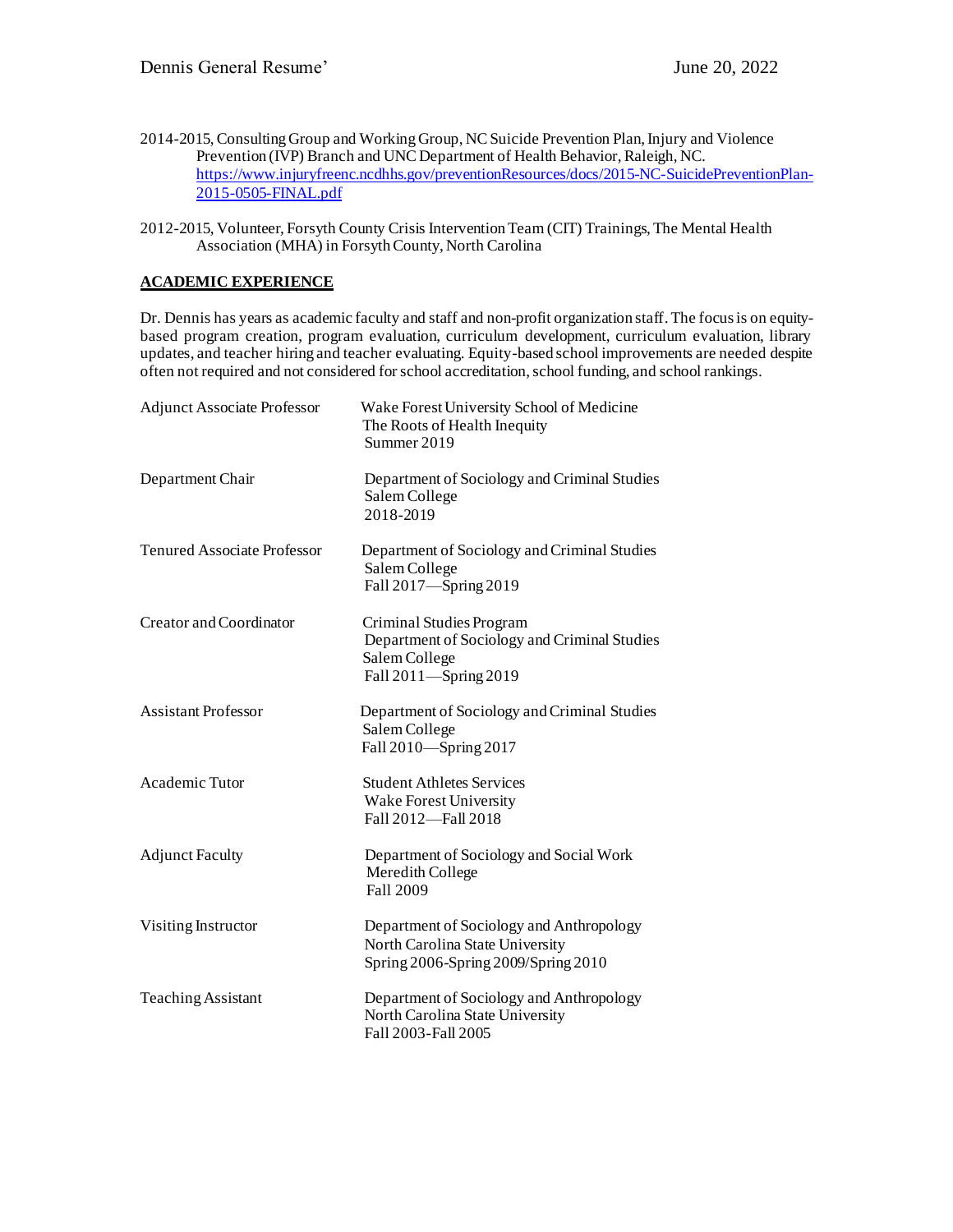2014-2015, Consulting Group and Working Group, NC Suicide Prevention Plan, Injury and Violence Prevention (IVP) Branch and UNC Department of Health Behavior, Raleigh, NC. [https://www.injuryfreenc.ncdhhs.gov/preventionResources/docs/2015-NC-SuicidePreventionPlan-2015-0505-FINAL.pdf](https://www.injuryfreenc.ncdhhs.gov/preventionResources/docs/2015-NC-SuicidePreventionPlan-2015-0505-FINAL.pdf)

2012-2015, Volunteer, Forsyth County Crisis Intervention Team (CIT) Trainings, The Mental Health Association (MHA) in Forsyth County, North Carolina

## ACADEMIC EXPERIENCE

Dr. Dennis has years as academic faculty and staff and non-profit organization staff. The focus is on equity-based program creation, program evaluation, curriculum development, curriculum evaluation, library updates, and teacher hiring and teacher evaluating. Equity-based school improvements are needed despite often not required and not considered for school accreditation, school funding, and school rankings.

| | |
|---|---|
| Adjunct Associate Professor | Wake Forest University School of Medicine<br>The Roots of Health Inequity<br>Summer 2019 |
| Department Chair | Department of Sociology and Criminal Studies<br>Salem College<br>2018-2019 |
| Tenured Associate Professor | Department of Sociology and Criminal Studies<br>Salem College<br>Fall 2017—Spring 2019 |
| Creator and Coordinator | Criminal Studies Program<br>Department of Sociology and Criminal Studies<br>Salem College<br>Fall 2011—Spring 2019 |
| Assistant Professor | Department of Sociology and Criminal Studies<br>Salem College<br>Fall 2010—Spring 2017 |
| Academic Tutor | Student Athletes Services<br>Wake Forest University<br>Fall 2012—Fall 2018 |
| Adjunct Faculty | Department of Sociology and Social Work<br>Meredith College<br>Fall 2009 |
| Visiting Instructor | Department of Sociology and Anthropology<br>North Carolina State University<br>Spring 2006-Spring 2009/Spring 2010 |
| Teaching Assistant | Department of Sociology and Anthropology<br>North Carolina State University<br>Fall 2003-Fall 2005 |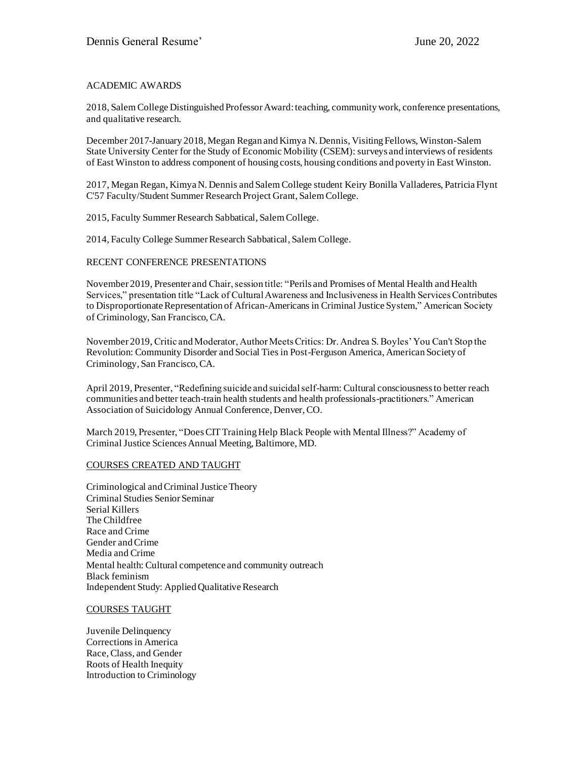## ACADEMIC AWARDS

2018, Salem College Distinguished Professor Award: teaching, community work, conference presentations, and qualitative research.

December 2017-January 2018, Megan Regan and Kimya N. Dennis, Visiting Fellows, Winston-Salem State University Center for the Study of Economic Mobility (CSEM): surveys and interviews of residents of East Winston to address component of housing costs, housing conditions and poverty in East Winston.

2017, Megan Regan, Kimya N. Dennis and Salem College student Keiry Bonilla Valladeres, Patricia Flynt C'57 Faculty/Student Summer Research Project Grant, Salem College.

2015, Faculty Summer Research Sabbatical, Salem College.

2014, Faculty College Summer Research Sabbatical, Salem College.

## RECENT CONFERENCE PRESENTATIONS

November 2019, Presenter and Chair, session title: "Perils and Promises of Mental Health and Health Services," presentation title "Lack of Cultural Awareness and Inclusiveness in Health Services Contributes to Disproportionate Representation of African-Americans in Criminal Justice System," American Society of Criminology, San Francisco, CA.

November 2019, Critic and Moderator, Author Meets Critics: Dr. Andrea S. Boyles' You Can't Stop the Revolution: Community Disorder and Social Ties in Post-Ferguson America, American Society of Criminology, San Francisco, CA.

April 2019, Presenter, "Redefining suicide and suicidal self-harm: Cultural consciousness to better reach communities and better teach-train health students and health professionals-practitioners." American Association of Suicidology Annual Conference, Denver, CO.

March 2019, Presenter, "Does CIT Training Help Black People with Mental Illness?" Academy of Criminal Justice Sciences Annual Meeting, Baltimore, MD.

## COURSES CREATED AND TAUGHT

Criminological and Criminal Justice Theory
Criminal Studies Senior Seminar
Serial Killers
The Childfree
Race and Crime
Gender and Crime
Media and Crime
Mental health: Cultural competence and community outreach
Black feminism
Independent Study: Applied Qualitative Research

## COURSES TAUGHT

Juvenile Delinquency
Corrections in America
Race, Class, and Gender
Roots of Health Inequity
Introduction to Criminology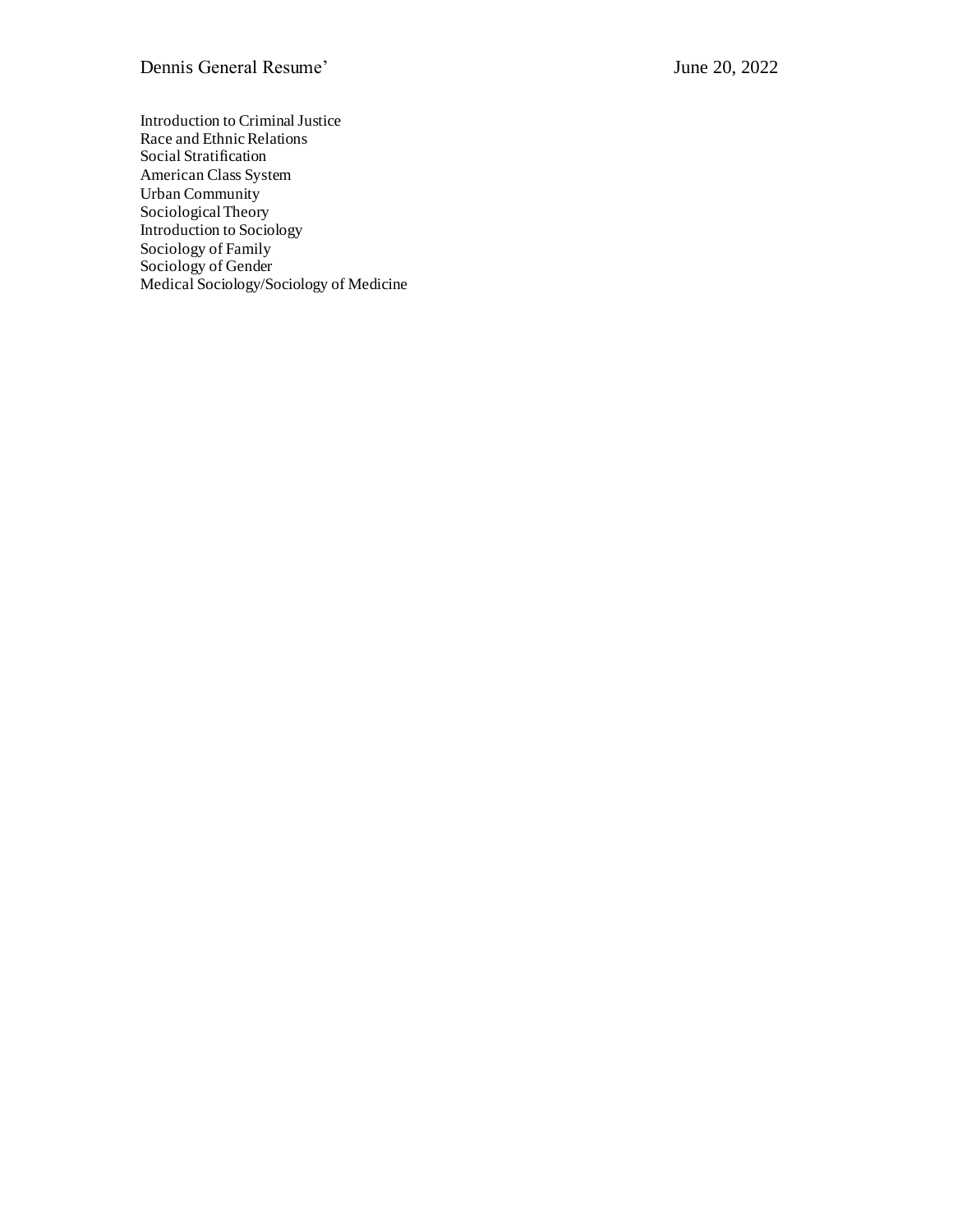Introduction to Criminal Justice
Race and Ethnic Relations
Social Stratification
American Class System
Urban Community
Sociological Theory
Introduction to Sociology
Sociology of Family
Sociology of Gender
Medical Sociology/Sociology of Medicine